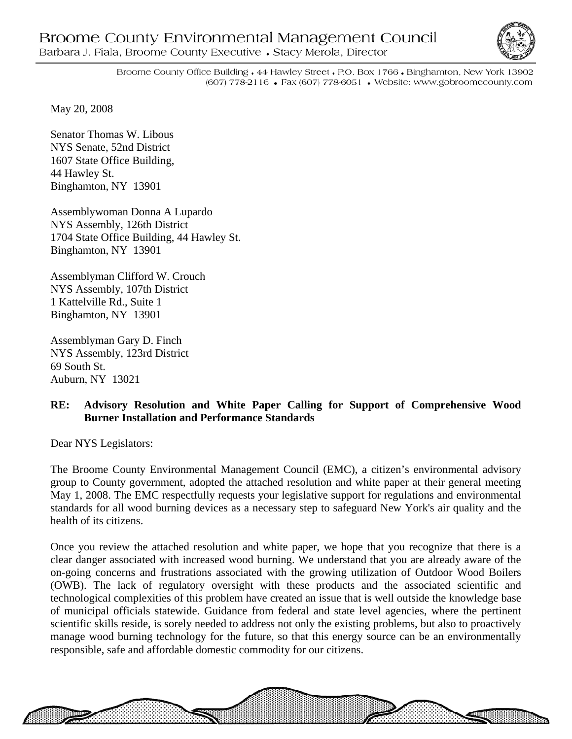# Broome County Environmental Management Council

Barbara J. Fiala, Broome County Executive • Stacy Merola, Director

Broome County Office Building • 44 Hawley Street • P.O. Box 1766 • Binghamton, New York 13902
(607) 778-2116 • Fax (607) 778-6051 • Website: www.gobroomecounty.com

May 20, 2008

Senator Thomas W. Libous
NYS Senate, 52nd District
1607 State Office Building,
44 Hawley St.
Binghamton, NY 13901

Assemblywoman Donna A Lupardo
NYS Assembly, 126th District
1704 State Office Building, 44 Hawley St.
Binghamton, NY 13901

Assemblyman Clifford W. Crouch
NYS Assembly, 107th District
1 Kattelville Rd., Suite 1
Binghamton, NY 13901

Assemblyman Gary D. Finch
NYS Assembly, 123rd District
69 South St.
Auburn, NY 13021

**RE: Advisory Resolution and White Paper Calling for Support of Comprehensive Wood Burner Installation and Performance Standards**

Dear NYS Legislators:

The Broome County Environmental Management Council (EMC), a citizen's environmental advisory group to County government, adopted the attached resolution and white paper at their general meeting May 1, 2008. The EMC respectfully requests your legislative support for regulations and environmental standards for all wood burning devices as a necessary step to safeguard New York's air quality and the health of its citizens.

Once you review the attached resolution and white paper, we hope that you recognize that there is a clear danger associated with increased wood burning. We understand that you are already aware of the on-going concerns and frustrations associated with the growing utilization of Outdoor Wood Boilers (OWB). The lack of regulatory oversight with these products and the associated scientific and technological complexities of this problem have created an issue that is well outside the knowledge base of municipal officials statewide. Guidance from federal and state level agencies, where the pertinent scientific skills reside, is sorely needed to address not only the existing problems, but also to proactively manage wood burning technology for the future, so that this energy source can be an environmentally responsible, safe and affordable domestic commodity for our citizens.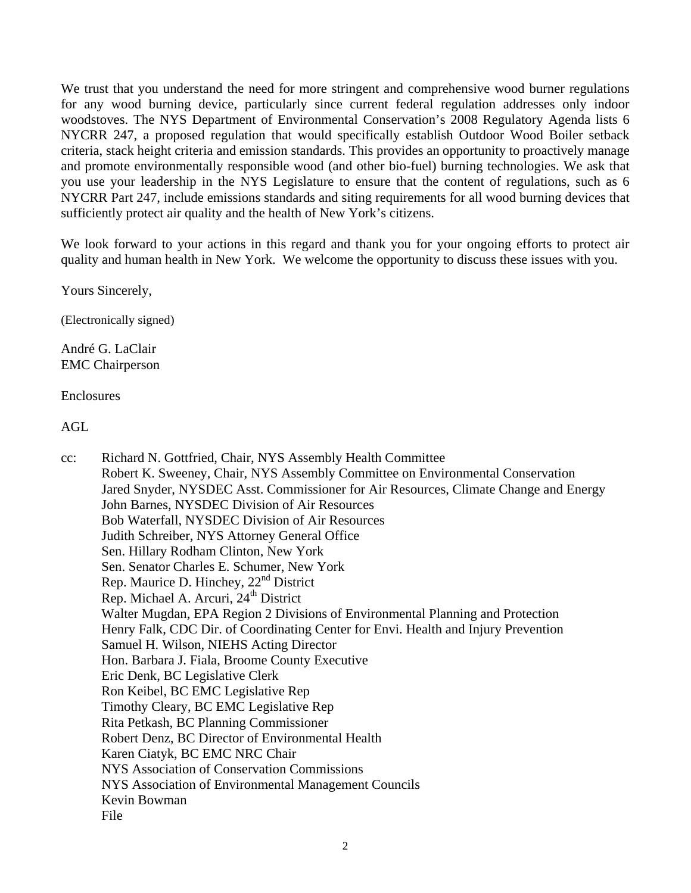We trust that you understand the need for more stringent and comprehensive wood burner regulations for any wood burning device, particularly since current federal regulation addresses only indoor woodstoves. The NYS Department of Environmental Conservation's 2008 Regulatory Agenda lists 6 NYCRR 247, a proposed regulation that would specifically establish Outdoor Wood Boiler setback criteria, stack height criteria and emission standards. This provides an opportunity to proactively manage and promote environmentally responsible wood (and other bio-fuel) burning technologies. We ask that you use your leadership in the NYS Legislature to ensure that the content of regulations, such as 6 NYCRR Part 247, include emissions standards and siting requirements for all wood burning devices that sufficiently protect air quality and the health of New York's citizens.

We look forward to your actions in this regard and thank you for your ongoing efforts to protect air quality and human health in New York. We welcome the opportunity to discuss these issues with you.

Yours Sincerely,

(Electronically signed)

André G. LaClair
EMC Chairperson

Enclosures

AGL

cc: Richard N. Gottfried, Chair, NYS Assembly Health Committee
Robert K. Sweeney, Chair, NYS Assembly Committee on Environmental Conservation
Jared Snyder, NYSDEC Asst. Commissioner for Air Resources, Climate Change and Energy
John Barnes, NYSDEC Division of Air Resources
Bob Waterfall, NYSDEC Division of Air Resources
Judith Schreiber, NYS Attorney General Office
Sen. Hillary Rodham Clinton, New York
Sen. Senator Charles E. Schumer, New York
Rep. Maurice D. Hinchey, 22nd District
Rep. Michael A. Arcuri, 24th District
Walter Mugdan, EPA Region 2 Divisions of Environmental Planning and Protection
Henry Falk, CDC Dir. of Coordinating Center for Envi. Health and Injury Prevention
Samuel H. Wilson, NIEHS Acting Director
Hon. Barbara J. Fiala, Broome County Executive
Eric Denk, BC Legislative Clerk
Ron Keibel, BC EMC Legislative Rep
Timothy Cleary, BC EMC Legislative Rep
Rita Petkash, BC Planning Commissioner
Robert Denz, BC Director of Environmental Health
Karen Ciatyk, BC EMC NRC Chair
NYS Association of Conservation Commissions
NYS Association of Environmental Management Councils
Kevin Bowman
File